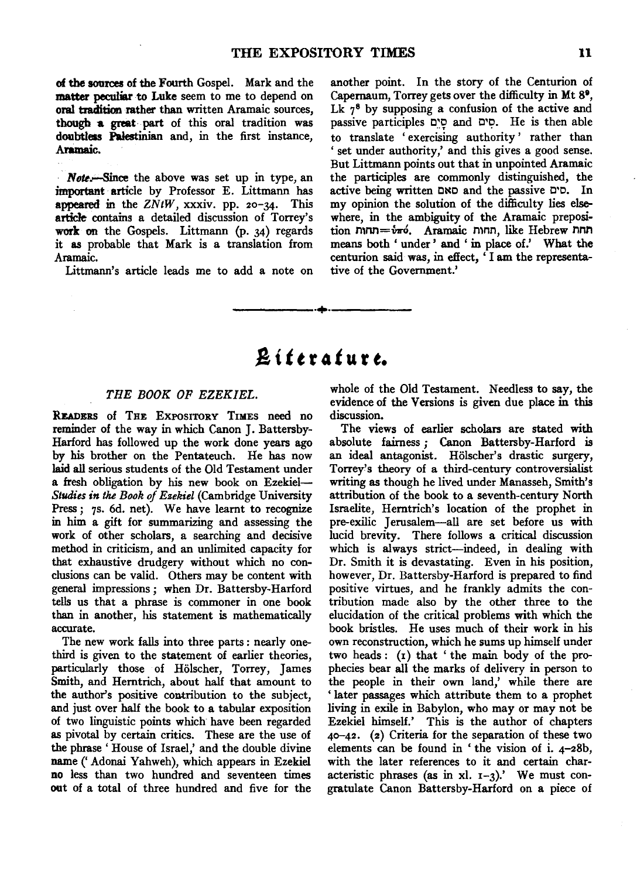of the sources of the Fourth Gospel. Mark and the matter peculiar to Luke seem to me to depend on oral tradition rather than written Aramaic sources, though a great part of this oral tradition was doubtless Palestinian and, in the first instance, Aramaic.

*Note.*—Since the above was set up in type, an important article by Professor E. Littmann has appeared in the *ZNtW*, xxxiv. pp. 20–34. This article contains a detailed discussion of Torrey's work on the Gospels. Littmann (p. 34) regards it as probable that Mark is a translation from Aramaic.

Littmann's article leads me to add a note on another point. In the story of the Centurion of Capernaum, Torrey gets over the difficulty in Mt 8[9], Lk 7[8] by supposing a confusion of the active and passive participles סָיֵם and סִים. He is then able to translate 'exercising authority' rather than 'set under authority,' and this gives a good sense. But Littmann points out that in unpointed Aramaic the participles are commonly distinguished, the active being written סאם and the passive סים. In my opinion the solution of the difficulty lies elsewhere, in the ambiguity of the Aramaic preposition תחות=ὑπό. Aramaic תחות, like Hebrew תחת means both 'under' and 'in place of.' What the centurion said was, in effect, 'I am the representative of the Government.'

---

# Literature.

## THE BOOK OF EZEKIEL.

Readers of The Expository Times need no reminder of the way in which Canon J. Battersby-Harford has followed up the work done years ago by his brother on the Pentateuch. He has now laid all serious students of the Old Testament under a fresh obligation by his new book on Ezekiel—*Studies in the Book of Ezekiel* (Cambridge University Press; 7s. 6d. net). We have learnt to recognize in him a gift for summarizing and assessing the work of other scholars, a searching and decisive method in criticism, and an unlimited capacity for that exhaustive drudgery without which no conclusions can be valid. Others may be content with general impressions; when Dr. Battersby-Harford tells us that a phrase is commoner in one book than in another, his statement is mathematically accurate.

The new work falls into three parts: nearly one-third is given to the statement of earlier theories, particularly those of Hölscher, Torrey, James Smith, and Herntrich, about half that amount to the author's positive contribution to the subject, and just over half the book to a tabular exposition of two linguistic points which have been regarded as pivotal by certain critics. These are the use of the phrase 'House of Israel,' and the double divine name ('Adonai Yahweh), which appears in Ezekiel no less than two hundred and seventeen times out of a total of three hundred and five for the whole of the Old Testament. Needless to say, the evidence of the Versions is given due place in this discussion.

The views of earlier scholars are stated with absolute fairness; Canon Battersby-Harford is an ideal antagonist. Hölscher's drastic surgery, Torrey's theory of a third-century controversialist writing as though he lived under Manasseh, Smith's attribution of the book to a seventh-century North Israelite, Herntrich's location of the prophet in pre-exilic Jerusalem—all are set before us with lucid brevity. There follows a critical discussion which is always strict—indeed, in dealing with Dr. Smith it is devastating. Even in his position, however, Dr. Battersby-Harford is prepared to find positive virtues, and he frankly admits the contribution made also by the other three to the elucidation of the critical problems with which the book bristles. He uses much of their work in his own reconstruction, which he sums up himself under two heads: (1) that 'the main body of the prophecies bear all the marks of delivery in person to the people in their own land,' while there are 'later passages which attribute them to a prophet living in exile in Babylon, who may or may not be Ezekiel himself.' This is the author of chapters 40–42. (2) Criteria for the separation of these two elements can be found in 'the vision of i. 4–28b, with the later references to it and certain characteristic phrases (as in xl. 1–3).' We must congratulate Canon Battersby-Harford on a piece of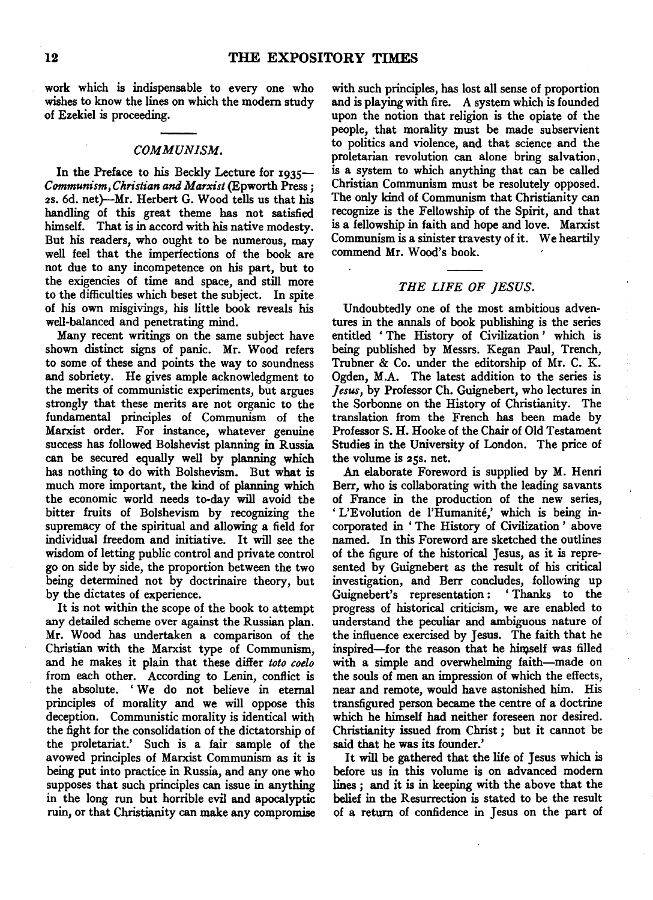work which is indispensable to every one who wishes to know the lines on which the modern study of Ezekiel is proceeding.

## COMMUNISM.

In the Preface to his Beckly Lecture for 1935—*Communism, Christian and Marxist* (Epworth Press; 2s. 6d. net)—Mr. Herbert G. Wood tells us that his handling of this great theme has not satisfied himself. That is in accord with his native modesty. But his readers, who ought to be numerous, may well feel that the imperfections of the book are not due to any incompetence on his part, but to the exigencies of time and space, and still more to the difficulties which beset the subject. In spite of his own misgivings, his little book reveals his well-balanced and penetrating mind.

Many recent writings on the same subject have shown distinct signs of panic. Mr. Wood refers to some of these and points the way to soundness and sobriety. He gives ample acknowledgment to the merits of communistic experiments, but argues strongly that these merits are not organic to the fundamental principles of Communism of the Marxist order. For instance, whatever genuine success has followed Bolshevist planning in Russia can be secured equally well by planning which has nothing to do with Bolshevism. But what is much more important, the kind of planning which the economic world needs to-day will avoid the bitter fruits of Bolshevism by recognizing the supremacy of the spiritual and allowing a field for individual freedom and initiative. It will see the wisdom of letting public control and private control go on side by side, the proportion between the two being determined not by doctrinaire theory, but by the dictates of experience.

It is not within the scope of the book to attempt any detailed scheme over against the Russian plan. Mr. Wood has undertaken a comparison of the Christian with the Marxist type of Communism, and he makes it plain that these differ *toto coelo* from each other. According to Lenin, conflict is the absolute. 'We do not believe in eternal principles of morality and we will oppose this deception. Communistic morality is identical with the fight for the consolidation of the dictatorship of the proletariat.' Such is a fair sample of the avowed principles of Marxist Communism as it is being put into practice in Russia, and any one who supposes that such principles can issue in anything in the long run but horrible evil and apocalyptic ruin, or that Christianity can make any compromise with such principles, has lost all sense of proportion and is playing with fire. A system which is founded upon the notion that religion is the opiate of the people, that morality must be made subservient to politics and violence, and that science and the proletarian revolution can alone bring salvation, is a system to which anything that can be called Christian Communism must be resolutely opposed. The only kind of Communism that Christianity can recognize is the Fellowship of the Spirit, and that is a fellowship in faith and hope and love. Marxist Communism is a sinister travesty of it. We heartily commend Mr. Wood's book.

## THE LIFE OF JESUS.

Undoubtedly one of the most ambitious adventures in the annals of book publishing is the series entitled 'The History of Civilization' which is being published by Messrs. Kegan Paul, Trench, Trubner & Co. under the editorship of Mr. C. K. Ogden, M.A. The latest addition to the series is *Jesus*, by Professor Ch. Guignebert, who lectures in the Sorbonne on the History of Christianity. The translation from the French has been made by Professor S. H. Hooke of the Chair of Old Testament Studies in the University of London. The price of the volume is 25s. net.

An elaborate Foreword is supplied by M. Henri Berr, who is collaborating with the leading savants of France in the production of the new series, 'L'Evolution de l'Humanité,' which is being incorporated in 'The History of Civilization' above named. In this Foreword are sketched the outlines of the figure of the historical Jesus, as it is represented by Guignebert as the result of his critical investigation, and Berr concludes, following up Guignebert's representation: 'Thanks to the progress of historical criticism, we are enabled to understand the peculiar and ambiguous nature of the influence exercised by Jesus. The faith that he inspired—for the reason that he himself was filled with a simple and overwhelming faith—made on the souls of men an impression of which the effects, near and remote, would have astonished him. His transfigured person became the centre of a doctrine which he himself had neither foreseen nor desired. Christianity issued from Christ; but it cannot be said that he was its founder.'

It will be gathered that the life of Jesus which is before us in this volume is on advanced modern lines; and it is in keeping with the above that the belief in the Resurrection is stated to be the result of a return of confidence in Jesus on the part of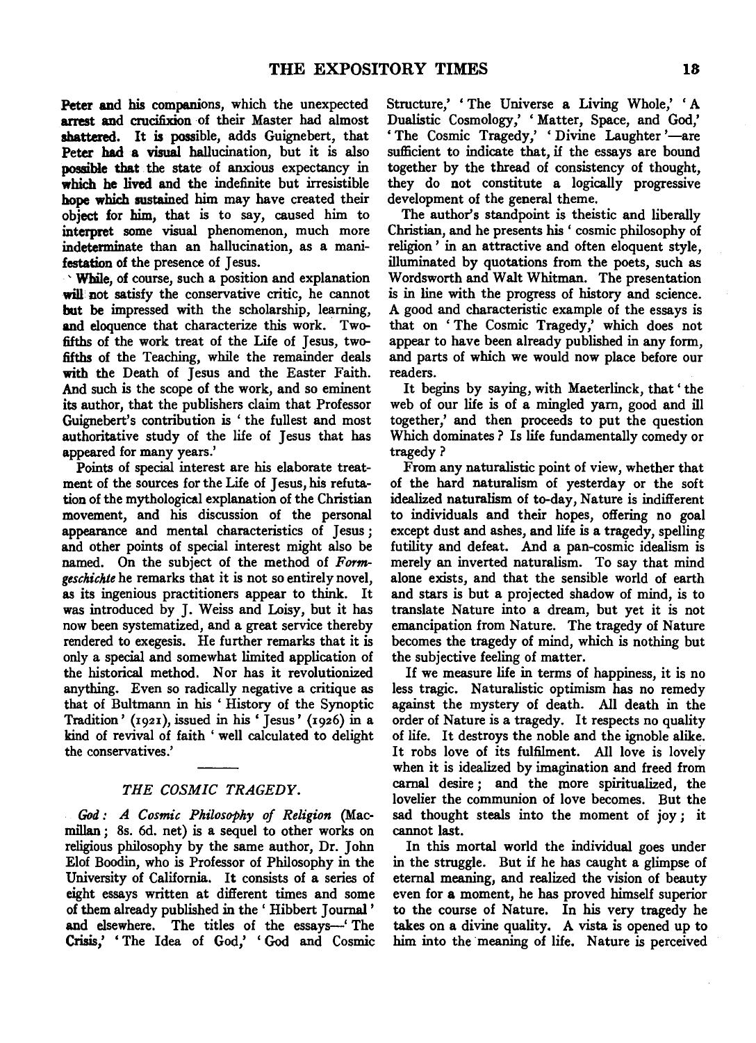Peter and his companions, which the unexpected arrest and crucifixion of their Master had almost shattered. It is possible, adds Guignebert, that Peter had a visual hallucination, but it is also possible that the state of anxious expectancy in which he lived and the indefinite but irresistible hope which sustained him may have created their object for him, that is to say, caused him to interpret some visual phenomenon, much more indeterminate than an hallucination, as a manifestation of the presence of Jesus.

While, of course, such a position and explanation will not satisfy the conservative critic, he cannot but be impressed with the scholarship, learning, and eloquence that characterize this work. Two-fifths of the work treat of the Life of Jesus, two-fifths of the Teaching, while the remainder deals with the Death of Jesus and the Easter Faith. And such is the scope of the work, and so eminent its author, that the publishers claim that Professor Guignebert's contribution is 'the fullest and most authoritative study of the life of Jesus that has appeared for many years.'

Points of special interest are his elaborate treatment of the sources for the Life of Jesus, his refutation of the mythological explanation of the Christian movement, and his discussion of the personal appearance and mental characteristics of Jesus; and other points of special interest might also be named. On the subject of the method of *Formgeschichte* he remarks that it is not so entirely novel, as its ingenious practitioners appear to think. It was introduced by J. Weiss and Loisy, but it has now been systematized, and a great service thereby rendered to exegesis. He further remarks that it is only a special and somewhat limited application of the historical method. Nor has it revolutionized anything. Even so radically negative a critique as that of Bultmann in his 'History of the Synoptic Tradition' (1921), issued in his 'Jesus' (1926) in a kind of revival of faith 'well calculated to delight the conservatives.'

## *THE COSMIC TRAGEDY.*

*God: A Cosmic Philosophy of Religion* (Macmillan; 8s. 6d. net) is a sequel to other works on religious philosophy by the same author, Dr. John Elof Boodin, who is Professor of Philosophy in the University of California. It consists of a series of eight essays written at different times and some of them already published in the 'Hibbert Journal' and elsewhere. The titles of the essays—'The Crisis,' 'The Idea of God,' 'God and Cosmic Structure,' 'The Universe a Living Whole,' 'A Dualistic Cosmology,' 'Matter, Space, and God,' 'The Cosmic Tragedy,' 'Divine Laughter'—are sufficient to indicate that, if the essays are bound together by the thread of consistency of thought, they do not constitute a logically progressive development of the general theme.

The author's standpoint is theistic and liberally Christian, and he presents his 'cosmic philosophy of religion' in an attractive and often eloquent style, illuminated by quotations from the poets, such as Wordsworth and Walt Whitman. The presentation is in line with the progress of history and science. A good and characteristic example of the essays is that on 'The Cosmic Tragedy,' which does not appear to have been already published in any form, and parts of which we would now place before our readers.

It begins by saying, with Maeterlinck, that 'the web of our life is of a mingled yarn, good and ill together,' and then proceeds to put the question Which dominates? Is life fundamentally comedy or tragedy?

From any naturalistic point of view, whether that of the hard naturalism of yesterday or the soft idealized naturalism of to-day, Nature is indifferent to individuals and their hopes, offering no goal except dust and ashes, and life is a tragedy, spelling futility and defeat. And a pan-cosmic idealism is merely an inverted naturalism. To say that mind alone exists, and that the sensible world of earth and stars is but a projected shadow of mind, is to translate Nature into a dream, but yet it is not emancipation from Nature. The tragedy of Nature becomes the tragedy of mind, which is nothing but the subjective feeling of matter.

If we measure life in terms of happiness, it is no less tragic. Naturalistic optimism has no remedy against the mystery of death. All death in the order of Nature is a tragedy. It respects no quality of life. It destroys the noble and the ignoble alike. It robs love of its fulfilment. All love is lovely when it is idealized by imagination and freed from carnal desire; and the more spiritualized, the lovelier the communion of love becomes. But the sad thought steals into the moment of joy; it cannot last.

In this mortal world the individual goes under in the struggle. But if he has caught a glimpse of eternal meaning, and realized the vision of beauty even for a moment, he has proved himself superior to the course of Nature. In his very tragedy he takes on a divine quality. A vista is opened up to him into the meaning of life. Nature is perceived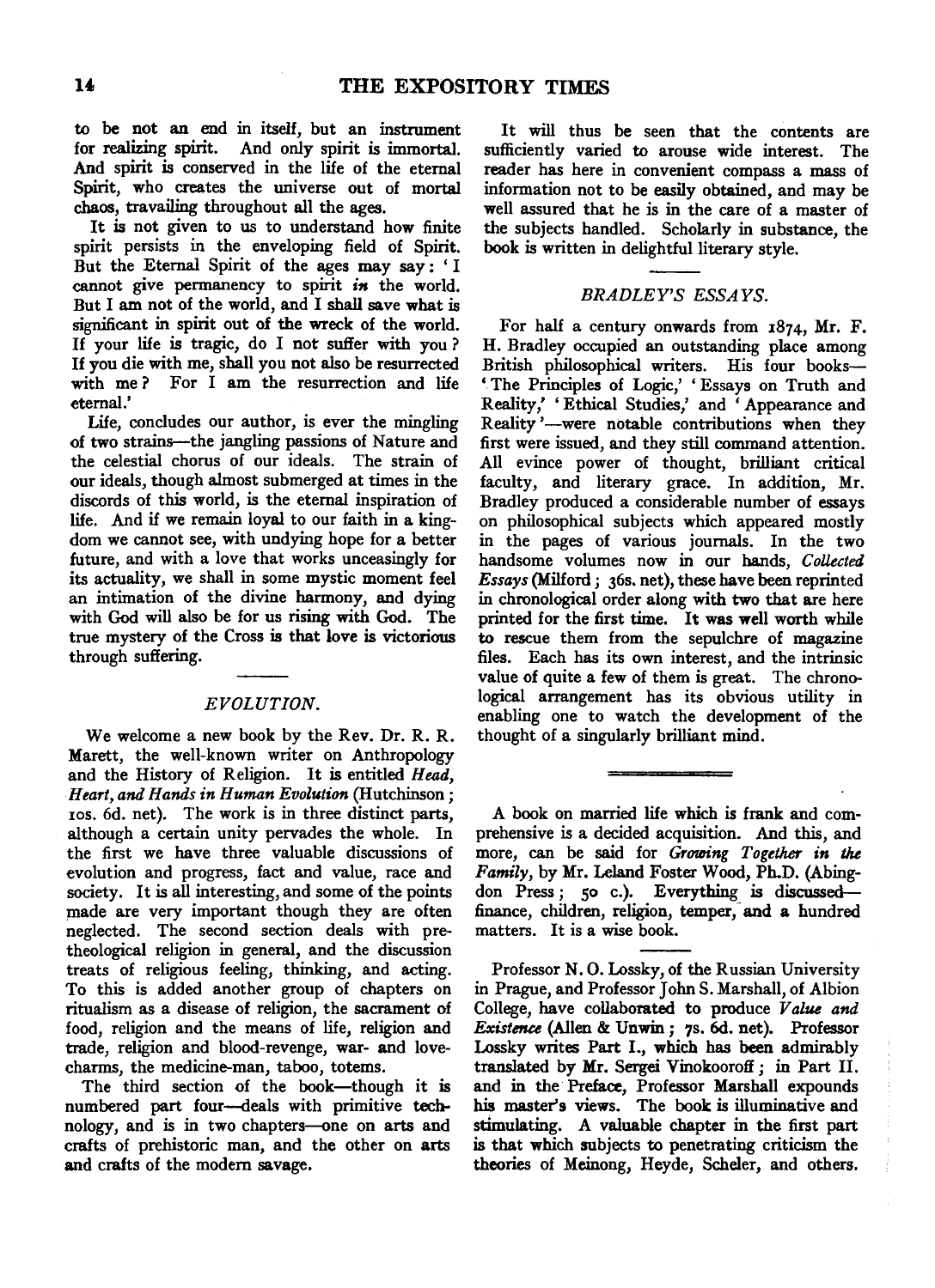to be not an end in itself, but an instrument for realizing spirit. And only spirit is immortal. And spirit is conserved in the life of the eternal Spirit, who creates the universe out of mortal chaos, travailing throughout all the ages.

It is not given to us to understand how finite spirit persists in the enveloping field of Spirit. But the Eternal Spirit of the ages may say: 'I cannot give permanency to spirit *in* the world. But I am not of the world, and I shall save what is significant in spirit out of the wreck of the world. If your life is tragic, do I not suffer with you? If you die with me, shall you not also be resurrected with me? For I am the resurrection and life eternal.'

Life, concludes our author, is ever the mingling of two strains—the jangling passions of Nature and the celestial chorus of our ideals. The strain of our ideals, though almost submerged at times in the discords of this world, is the eternal inspiration of life. And if we remain loyal to our faith in a kingdom we cannot see, with undying hope for a better future, and with a love that works unceasingly for its actuality, we shall in some mystic moment feel an intimation of the divine harmony, and dying with God will also be for us rising with God. The true mystery of the Cross is that love is victorious through suffering.

### *EVOLUTION.*

We welcome a new book by the Rev. Dr. R. R. Marett, the well-known writer on Anthropology and the History of Religion. It is entitled *Head, Heart, and Hands in Human Evolution* (Hutchinson; 10s. 6d. net). The work is in three distinct parts, although a certain unity pervades the whole. In the first we have three valuable discussions of evolution and progress, fact and value, race and society. It is all interesting, and some of the points made are very important though they are often neglected. The second section deals with pre-theological religion in general, and the discussion treats of religious feeling, thinking, and acting. To this is added another group of chapters on ritualism as a disease of religion, the sacrament of food, religion and the means of life, religion and trade, religion and blood-revenge, war- and love-charms, the medicine-man, taboo, totems.

The third section of the book—though it is numbered part four—deals with primitive technology, and is in two chapters—one on arts and crafts of prehistoric man, and the other on arts and crafts of the modern savage.

It will thus be seen that the contents are sufficiently varied to arouse wide interest. The reader has here in convenient compass a mass of information not to be easily obtained, and may be well assured that he is in the care of a master of the subjects handled. Scholarly in substance, the book is written in delightful literary style.

### *BRADLEY'S ESSAYS.*

For half a century onwards from 1874, Mr. F. H. Bradley occupied an outstanding place among British philosophical writers. His four books—'The Principles of Logic,' 'Essays on Truth and Reality,' 'Ethical Studies,' and 'Appearance and Reality'—were notable contributions when they first were issued, and they still command attention. All evince power of thought, brilliant critical faculty, and literary grace. In addition, Mr. Bradley produced a considerable number of essays on philosophical subjects which appeared mostly in the pages of various journals. In the two handsome volumes now in our hands, *Collected Essays* (Milford; 36s. net), these have been reprinted in chronological order along with two that are here printed for the first time. It was well worth while to rescue them from the sepulchre of magazine files. Each has its own interest, and the intrinsic value of quite a few of them is great. The chronological arrangement has its obvious utility in enabling one to watch the development of the thought of a singularly brilliant mind.

---

A book on married life which is frank and comprehensive is a decided acquisition. And this, and more, can be said for *Growing Together in the Family*, by Mr. Leland Foster Wood, Ph.D. (Abingdon Press; 50 c.). Everything is discussed—finance, children, religion, temper, and a hundred matters. It is a wise book.

Professor N. O. Lossky, of the Russian University in Prague, and Professor John S. Marshall, of Albion College, have collaborated to produce *Value and Existence* (Allen & Unwin; 7s. 6d. net). Professor Lossky writes Part I., which has been admirably translated by Mr. Sergei Vinokooroff; in Part II. and in the Preface, Professor Marshall expounds his master's views. The book is illuminative and stimulating. A valuable chapter in the first part is that which subjects to penetrating criticism the theories of Meinong, Heyde, Scheler, and others.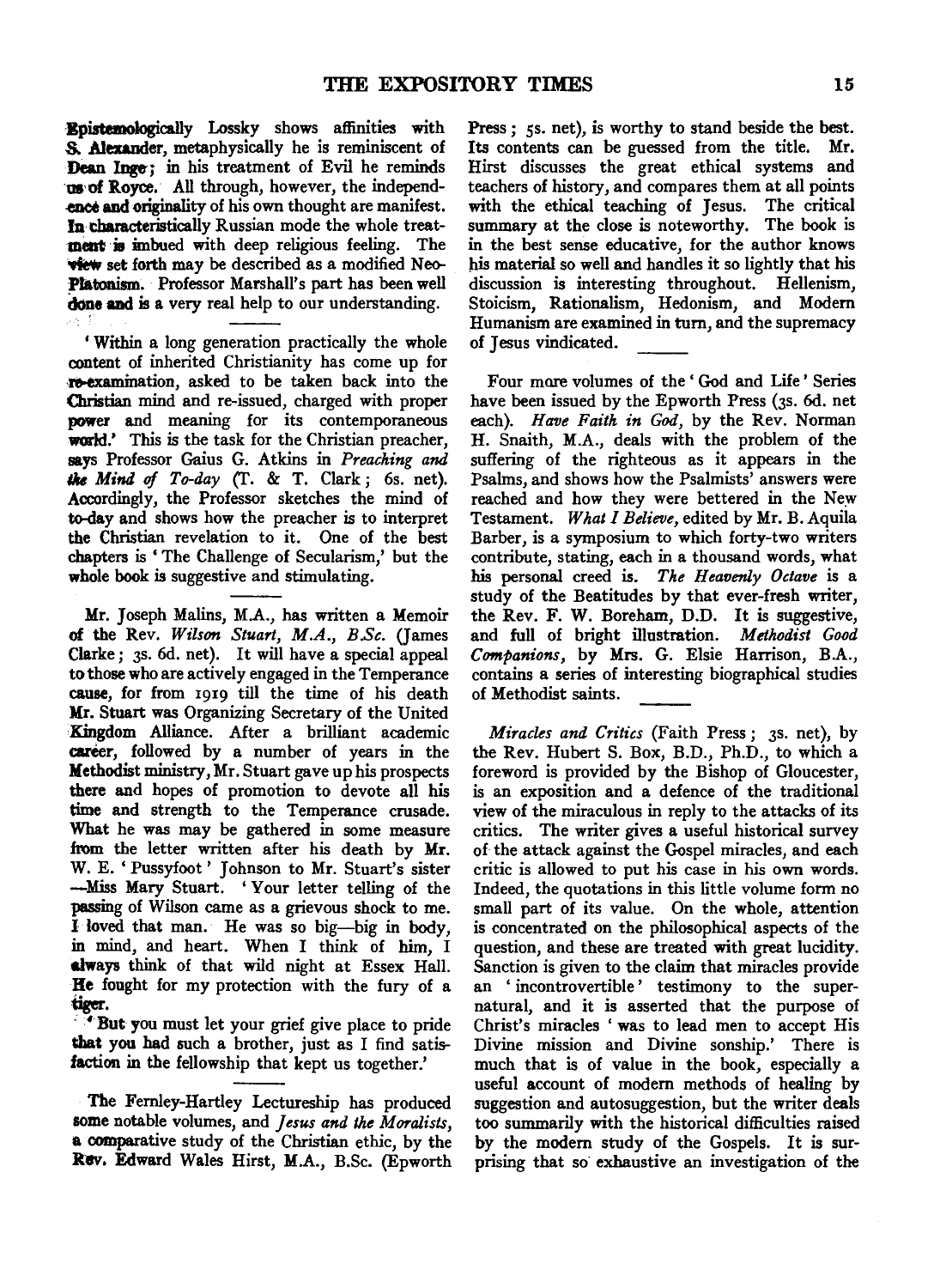Epistemologically Lossky shows affinities with S. Alexander, metaphysically he is reminiscent of Dean Inge; in his treatment of Evil he reminds us of Royce. All through, however, the independence and originality of his own thought are manifest. In characteristically Russian mode the whole treatment is imbued with deep religious feeling. The view set forth may be described as a modified Neo-Platonism. Professor Marshall's part has been well done and is a very real help to our understanding.

'Within a long generation practically the whole content of inherited Christianity has come up for re-examination, asked to be taken back into the Christian mind and re-issued, charged with proper power and meaning for its contemporaneous world.' This is the task for the Christian preacher, says Professor Gaius G. Atkins in *Preaching and the Mind of To-day* (T. & T. Clark; 6s. net). Accordingly, the Professor sketches the mind of to-day and shows how the preacher is to interpret the Christian revelation to it. One of the best chapters is 'The Challenge of Secularism,' but the whole book is suggestive and stimulating.

Mr. Joseph Malins, M.A., has written a Memoir of the Rev. *Wilson Stuart, M.A., B.Sc.* (James Clarke; 3s. 6d. net). It will have a special appeal to those who are actively engaged in the Temperance cause, for from 1919 till the time of his death Mr. Stuart was Organizing Secretary of the United Kingdom Alliance. After a brilliant academic career, followed by a number of years in the Methodist ministry, Mr. Stuart gave up his prospects there and hopes of promotion to devote all his time and strength to the Temperance crusade. What he was may be gathered in some measure from the letter written after his death by Mr. W. E. 'Pussyfoot' Johnson to Mr. Stuart's sister—Miss Mary Stuart. 'Your letter telling of the passing of Wilson came as a grievous shock to me. I loved that man. He was so big—big in body, in mind, and heart. When I think of him, I always think of that wild night at Essex Hall. He fought for my protection with the fury of a tiger.

'But you must let your grief give place to pride that you had such a brother, just as I find satisfaction in the fellowship that kept us together.'

The Fernley-Hartley Lectureship has produced some notable volumes, and *Jesus and the Moralists*, a comparative study of the Christian ethic, by the Rev. Edward Wales Hirst, M.A., B.Sc. (Epworth Press; 5s. net), is worthy to stand beside the best. Its contents can be guessed from the title. Mr. Hirst discusses the great ethical systems and teachers of history, and compares them at all points with the ethical teaching of Jesus. The critical summary at the close is noteworthy. The book is in the best sense educative, for the author knows his material so well and handles it so lightly that his discussion is interesting throughout. Hellenism, Stoicism, Rationalism, Hedonism, and Modern Humanism are examined in turn, and the supremacy of Jesus vindicated.

Four more volumes of the 'God and Life' Series have been issued by the Epworth Press (3s. 6d. net each). *Have Faith in God*, by the Rev. Norman H. Snaith, M.A., deals with the problem of the suffering of the righteous as it appears in the Psalms, and shows how the Psalmists' answers were reached and how they were bettered in the New Testament. *What I Believe*, edited by Mr. B. Aquila Barber, is a symposium to which forty-two writers contribute, stating, each in a thousand words, what his personal creed is. *The Heavenly Octave* is a study of the Beatitudes by that ever-fresh writer, the Rev. F. W. Boreham, D.D. It is suggestive, and full of bright illustration. *Methodist Good Companions*, by Mrs. G. Elsie Harrison, B.A., contains a series of interesting biographical studies of Methodist saints.

*Miracles and Critics* (Faith Press; 3s. net), by the Rev. Hubert S. Box, B.D., Ph.D., to which a foreword is provided by the Bishop of Gloucester, is an exposition and a defence of the traditional view of the miraculous in reply to the attacks of its critics. The writer gives a useful historical survey of the attack against the Gospel miracles, and each critic is allowed to put his case in his own words. Indeed, the quotations in this little volume form no small part of its value. On the whole, attention is concentrated on the philosophical aspects of the question, and these are treated with great lucidity. Sanction is given to the claim that miracles provide an 'incontrovertible' testimony to the supernatural, and it is asserted that the purpose of Christ's miracles 'was to lead men to accept His Divine mission and Divine sonship.' There is much that is of value in the book, especially a useful account of modern methods of healing by suggestion and autosuggestion, but the writer deals too summarily with the historical difficulties raised by the modern study of the Gospels. It is surprising that so exhaustive an investigation of the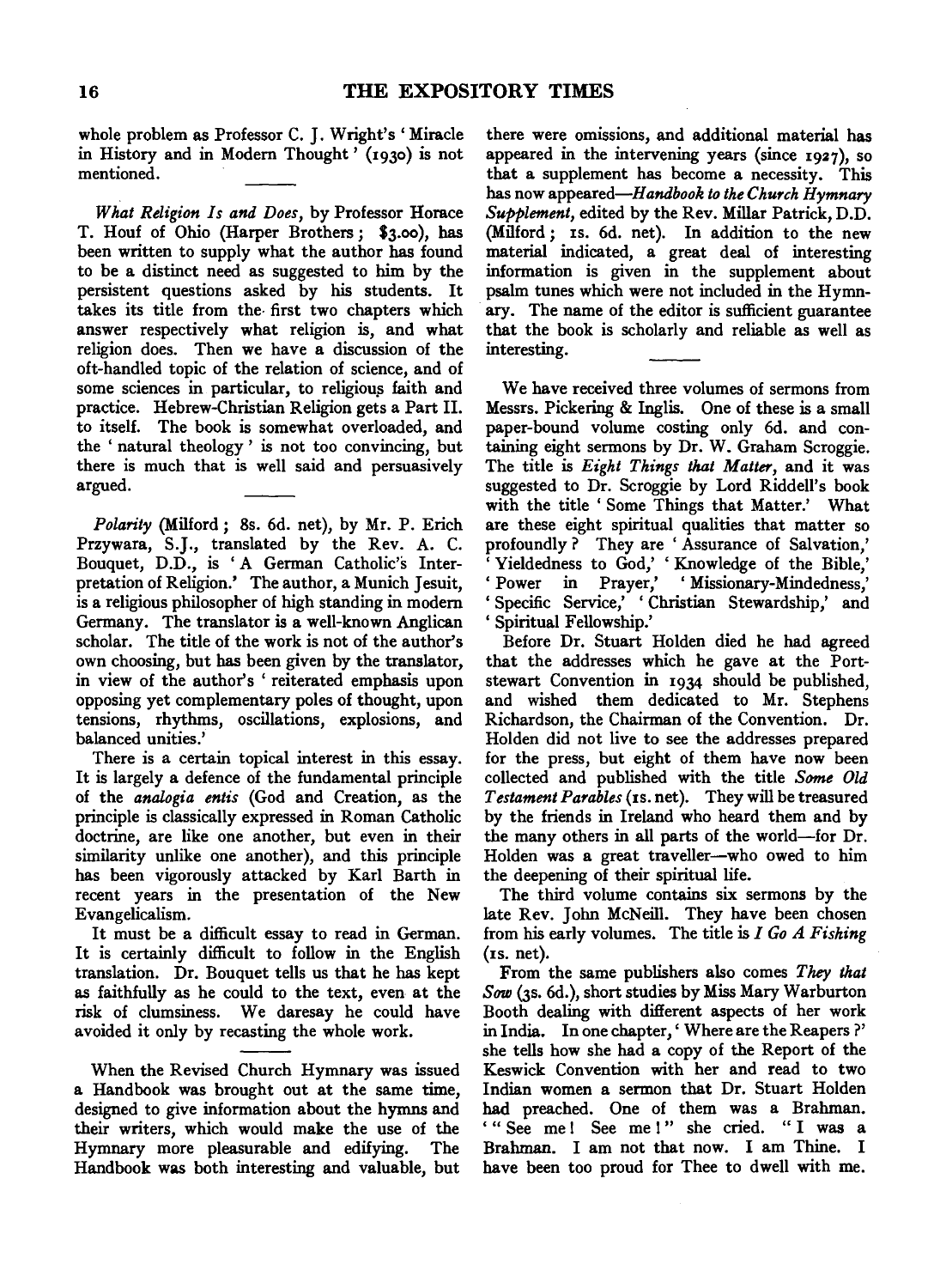whole problem as Professor C. J. Wright's 'Miracle in History and in Modern Thought' (1930) is not mentioned.

---

*What Religion Is and Does*, by Professor Horace T. Houf of Ohio (Harper Brothers; $3.00), has been written to supply what the author has found to be a distinct need as suggested to him by the persistent questions asked by his students. It takes its title from the first two chapters which answer respectively what religion is, and what religion does. Then we have a discussion of the oft-handled topic of the relation of science, and of some sciences in particular, to religious faith and practice. Hebrew-Christian Religion gets a Part II. to itself. The book is somewhat overloaded, and the 'natural theology' is not too convincing, but there is much that is well said and persuasively argued.

---

*Polarity* (Milford; 8s. 6d. net), by Mr. P. Erich Przywara, S.J., translated by the Rev. A. C. Bouquet, D.D., is 'A German Catholic's Interpretation of Religion.' The author, a Munich Jesuit, is a religious philosopher of high standing in modern Germany. The translator is a well-known Anglican scholar. The title of the work is not of the author's own choosing, but has been given by the translator, in view of the author's 'reiterated emphasis upon opposing yet complementary poles of thought, upon tensions, rhythms, oscillations, explosions, and balanced unities.'

There is a certain topical interest in this essay. It is largely a defence of the fundamental principle of the *analogia entis* (God and Creation, as the principle is classically expressed in Roman Catholic doctrine, are like one another, but even in their similarity unlike one another), and this principle has been vigorously attacked by Karl Barth in recent years in the presentation of the New Evangelicalism.

It must be a difficult essay to read in German. It is certainly difficult to follow in the English translation. Dr. Bouquet tells us that he has kept as faithfully as he could to the text, even at the risk of clumsiness. We daresay he could have avoided it only by recasting the whole work.

---

When the Revised Church Hymnary was issued a Handbook was brought out at the same time, designed to give information about the hymns and their writers, which would make the use of the Hymnary more pleasurable and edifying. The Handbook was both interesting and valuable, but there were omissions, and additional material has appeared in the intervening years (since 1927), so that a supplement has become a necessity. This has now appeared—*Handbook to the Church Hymnary Supplement*, edited by the Rev. Millar Patrick, D.D. (Milford; 1s. 6d. net). In addition to the new material indicated, a great deal of interesting information is given in the supplement about psalm tunes which were not included in the Hymnary. The name of the editor is sufficient guarantee that the book is scholarly and reliable as well as interesting.

---

We have received three volumes of sermons from Messrs. Pickering & Inglis. One of these is a small paper-bound volume costing only 6d. and containing eight sermons by Dr. W. Graham Scroggie. The title is *Eight Things that Matter*, and it was suggested to Dr. Scroggie by Lord Riddell's book with the title 'Some Things that Matter.' What are these eight spiritual qualities that matter so profoundly? They are 'Assurance of Salvation,' 'Yieldedness to God,' 'Knowledge of the Bible,' 'Power in Prayer,' 'Missionary-Mindedness,' 'Specific Service,' 'Christian Stewardship,' and 'Spiritual Fellowship.'

Before Dr. Stuart Holden died he had agreed that the addresses which he gave at the Portstewart Convention in 1934 should be published, and wished them dedicated to Mr. Stephens Richardson, the Chairman of the Convention. Dr. Holden did not live to see the addresses prepared for the press, but eight of them have now been collected and published with the title *Some Old Testament Parables* (1s. net). They will be treasured by the friends in Ireland who heard them and by the many others in all parts of the world—for Dr. Holden was a great traveller—who owed to him the deepening of their spiritual life.

The third volume contains six sermons by the late Rev. John McNeill. They have been chosen from his early volumes. The title is *I Go A Fishing* (1s. net).

From the same publishers also comes *They that Sow* (3s. 6d.), short studies by Miss Mary Warburton Booth dealing with different aspects of her work in India. In one chapter, 'Where are the Reapers?' she tells how she had a copy of the Report of the Keswick Convention with her and read to two Indian women a sermon that Dr. Stuart Holden had preached. One of them was a Brahman. '"See me! See me!" she cried. "I was a Brahman. I am not that now. I am Thine. I have been too proud for Thee to dwell with me.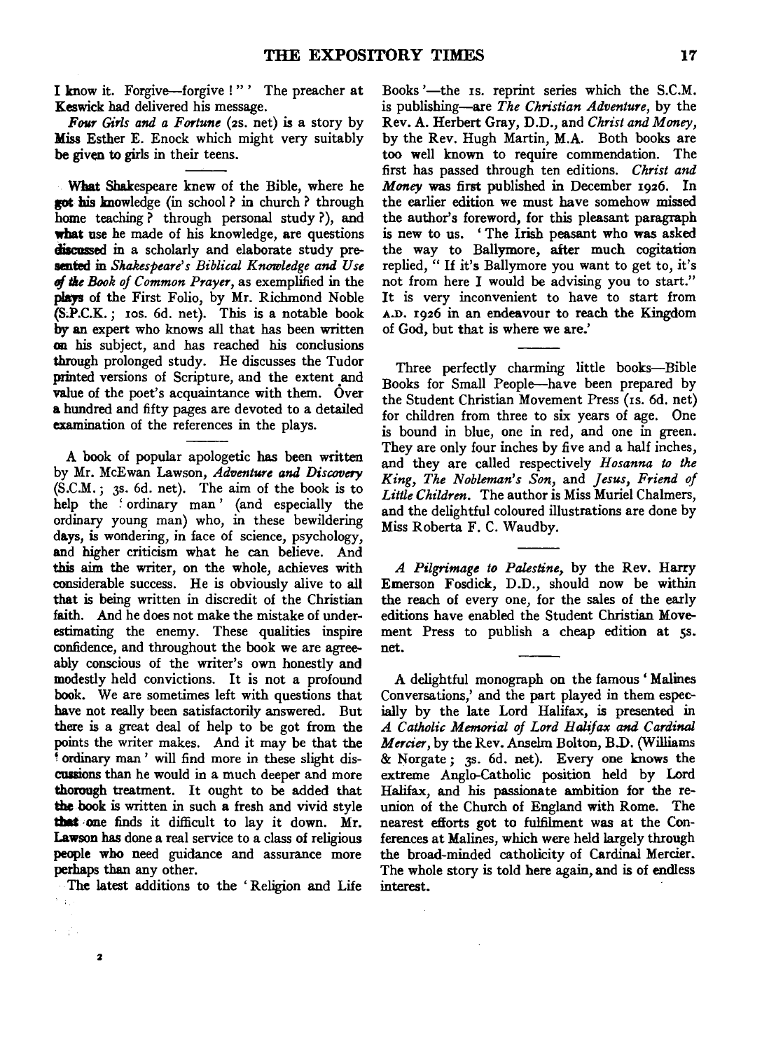I know it. Forgive—forgive ! " ' The preacher at Keswick had delivered his message.

*Four Girls and a Fortune* (2s. net) is a story by Miss Esther E. Enock which might very suitably be given to girls in their teens.

---

What Shakespeare knew of the Bible, where he got his knowledge (in school ? in church ? through home teaching ? through personal study ?), and what use he made of his knowledge, are questions discussed in a scholarly and elaborate study presented in *Shakespeare's Biblical Knowledge and Use of the Book of Common Prayer*, as exemplified in the plays of the First Folio, by Mr. Richmond Noble (S.P.C.K. ; 10s. 6d. net). This is a notable book by an expert who knows all that has been written on his subject, and has reached his conclusions through prolonged study. He discusses the Tudor printed versions of Scripture, and the extent and value of the poet's acquaintance with them. Over a hundred and fifty pages are devoted to a detailed examination of the references in the plays.

---

A book of popular apologetic has been written by Mr. McEwan Lawson, *Adventure and Discovery* (S.C.M. ; 3s. 6d. net). The aim of the book is to help the 'ordinary man' (and especially the ordinary young man) who, in these bewildering days, is wondering, in face of science, psychology, and higher criticism what he can believe. And this aim the writer, on the whole, achieves with considerable success. He is obviously alive to all that is being written in discredit of the Christian faith. And he does not make the mistake of underestimating the enemy. These qualities inspire confidence, and throughout the book we are agreeably conscious of the writer's own honestly and modestly held convictions. It is not a profound book. We are sometimes left with questions that have not really been satisfactorily answered. But there is a great deal of help to be got from the points the writer makes. And it may be that the 'ordinary man' will find more in these slight discussions than he would in a much deeper and more thorough treatment. It ought to be added that the book is written in such a fresh and vivid style that one finds it difficult to lay it down. Mr. Lawson has done a real service to a class of religious people who need guidance and assurance more perhaps than any other.

The latest additions to the 'Religion and Life Books'—the 1s. reprint series which the S.C.M. is publishing—are *The Christian Adventure*, by the Rev. A. Herbert Gray, D.D., and *Christ and Money*, by the Rev. Hugh Martin, M.A. Both books are too well known to require commendation. The first has passed through ten editions. *Christ and Money* was first published in December 1926. In the earlier edition we must have somehow missed the author's foreword, for this pleasant paragraph is new to us. 'The Irish peasant who was asked the way to Ballymore, after much cogitation replied, " If it's Ballymore you want to get to, it's not from here I would be advising you to start." It is very inconvenient to have to start from A.D. 1926 in an endeavour to reach the Kingdom of God, but that is where we are.'

---

Three perfectly charming little books—Bible Books for Small People—have been prepared by the Student Christian Movement Press (1s. 6d. net) for children from three to six years of age. One is bound in blue, one in red, and one in green. They are only four inches by five and a half inches, and they are called respectively *Hosanna to the King*, *The Nobleman's Son*, and *Jesus, Friend of Little Children*. The author is Miss Muriel Chalmers, and the delightful coloured illustrations are done by Miss Roberta F. C. Waudby.

---

*A Pilgrimage to Palestine*, by the Rev. Harry Emerson Fosdick, D.D., should now be within the reach of every one, for the sales of the early editions have enabled the Student Christian Movement Press to publish a cheap edition at 5s. net.

---

A delightful monograph on the famous 'Malines Conversations,' and the part played in them especially by the late Lord Halifax, is presented in *A Catholic Memorial of Lord Halifax and Cardinal Mercier*, by the Rev. Anselm Bolton, B.D. (Williams & Norgate ; 3s. 6d. net). Every one knows the extreme Anglo-Catholic position held by Lord Halifax, and his passionate ambition for the reunion of the Church of England with Rome. The nearest efforts got to fulfilment was at the Conferences at Malines, which were held largely through the broad-minded catholicity of Cardinal Mercier. The whole story is told here again, and is of endless interest.